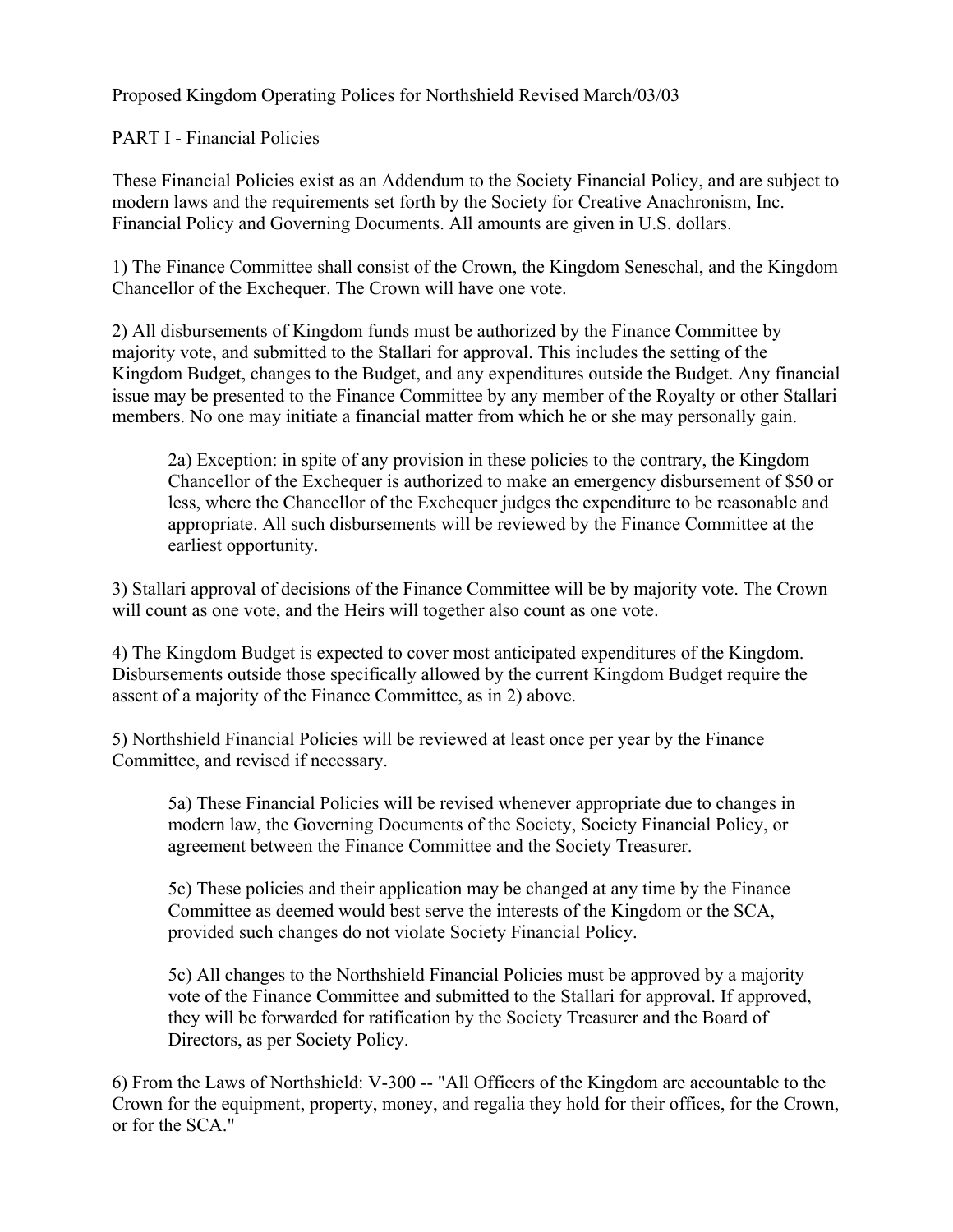Proposed Kingdom Operating Polices for Northshield Revised March/03/03

PART I - Financial Policies

These Financial Policies exist as an Addendum to the Society Financial Policy, and are subject to modern laws and the requirements set forth by the Society for Creative Anachronism, Inc. Financial Policy and Governing Documents. All amounts are given in U.S. dollars.

1) The Finance Committee shall consist of the Crown, the Kingdom Seneschal, and the Kingdom Chancellor of the Exchequer. The Crown will have one vote.

2) All disbursements of Kingdom funds must be authorized by the Finance Committee by majority vote, and submitted to the Stallari for approval. This includes the setting of the Kingdom Budget, changes to the Budget, and any expenditures outside the Budget. Any financial issue may be presented to the Finance Committee by any member of the Royalty or other Stallari members. No one may initiate a financial matter from which he or she may personally gain.

> 2a) Exception: in spite of any provision in these policies to the contrary, the Kingdom Chancellor of the Exchequer is authorized to make an emergency disbursement of $50 or less, where the Chancellor of the Exchequer judges the expenditure to be reasonable and appropriate. All such disbursements will be reviewed by the Finance Committee at the earliest opportunity.

3) Stallari approval of decisions of the Finance Committee will be by majority vote. The Crown will count as one vote, and the Heirs will together also count as one vote.

4) The Kingdom Budget is expected to cover most anticipated expenditures of the Kingdom. Disbursements outside those specifically allowed by the current Kingdom Budget require the assent of a majority of the Finance Committee, as in 2) above.

5) Northshield Financial Policies will be reviewed at least once per year by the Finance Committee, and revised if necessary.

> 5a) These Financial Policies will be revised whenever appropriate due to changes in modern law, the Governing Documents of the Society, Society Financial Policy, or agreement between the Finance Committee and the Society Treasurer.
>
> 5c) These policies and their application may be changed at any time by the Finance Committee as deemed would best serve the interests of the Kingdom or the SCA, provided such changes do not violate Society Financial Policy.
>
> 5c) All changes to the Northshield Financial Policies must be approved by a majority vote of the Finance Committee and submitted to the Stallari for approval. If approved, they will be forwarded for ratification by the Society Treasurer and the Board of Directors, as per Society Policy.

6) From the Laws of Northshield: V-300 -- "All Officers of the Kingdom are accountable to the Crown for the equipment, property, money, and regalia they hold for their offices, for the Crown, or for the SCA."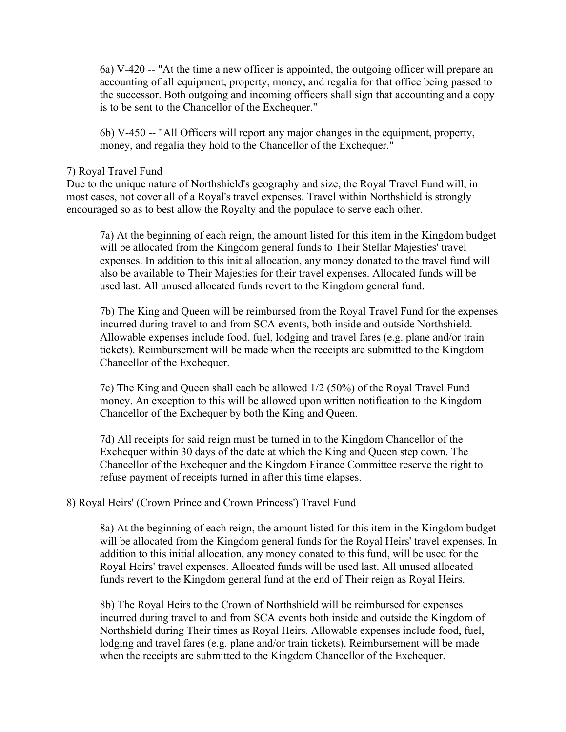6a) V-420 -- "At the time a new officer is appointed, the outgoing officer will prepare an accounting of all equipment, property, money, and regalia for that office being passed to the successor. Both outgoing and incoming officers shall sign that accounting and a copy is to be sent to the Chancellor of the Exchequer."

6b) V-450 -- "All Officers will report any major changes in the equipment, property, money, and regalia they hold to the Chancellor of the Exchequer."

7) Royal Travel Fund

Due to the unique nature of Northshield's geography and size, the Royal Travel Fund will, in most cases, not cover all of a Royal's travel expenses. Travel within Northshield is strongly encouraged so as to best allow the Royalty and the populace to serve each other.

7a) At the beginning of each reign, the amount listed for this item in the Kingdom budget will be allocated from the Kingdom general funds to Their Stellar Majesties' travel expenses. In addition to this initial allocation, any money donated to the travel fund will also be available to Their Majesties for their travel expenses. Allocated funds will be used last. All unused allocated funds revert to the Kingdom general fund.

7b) The King and Queen will be reimbursed from the Royal Travel Fund for the expenses incurred during travel to and from SCA events, both inside and outside Northshield. Allowable expenses include food, fuel, lodging and travel fares (e.g. plane and/or train tickets). Reimbursement will be made when the receipts are submitted to the Kingdom Chancellor of the Exchequer.

7c) The King and Queen shall each be allowed 1/2 (50%) of the Royal Travel Fund money. An exception to this will be allowed upon written notification to the Kingdom Chancellor of the Exchequer by both the King and Queen.

7d) All receipts for said reign must be turned in to the Kingdom Chancellor of the Exchequer within 30 days of the date at which the King and Queen step down. The Chancellor of the Exchequer and the Kingdom Finance Committee reserve the right to refuse payment of receipts turned in after this time elapses.

8) Royal Heirs' (Crown Prince and Crown Princess') Travel Fund

8a) At the beginning of each reign, the amount listed for this item in the Kingdom budget will be allocated from the Kingdom general funds for the Royal Heirs' travel expenses. In addition to this initial allocation, any money donated to this fund, will be used for the Royal Heirs' travel expenses. Allocated funds will be used last. All unused allocated funds revert to the Kingdom general fund at the end of Their reign as Royal Heirs.

8b) The Royal Heirs to the Crown of Northshield will be reimbursed for expenses incurred during travel to and from SCA events both inside and outside the Kingdom of Northshield during Their times as Royal Heirs. Allowable expenses include food, fuel, lodging and travel fares (e.g. plane and/or train tickets). Reimbursement will be made when the receipts are submitted to the Kingdom Chancellor of the Exchequer.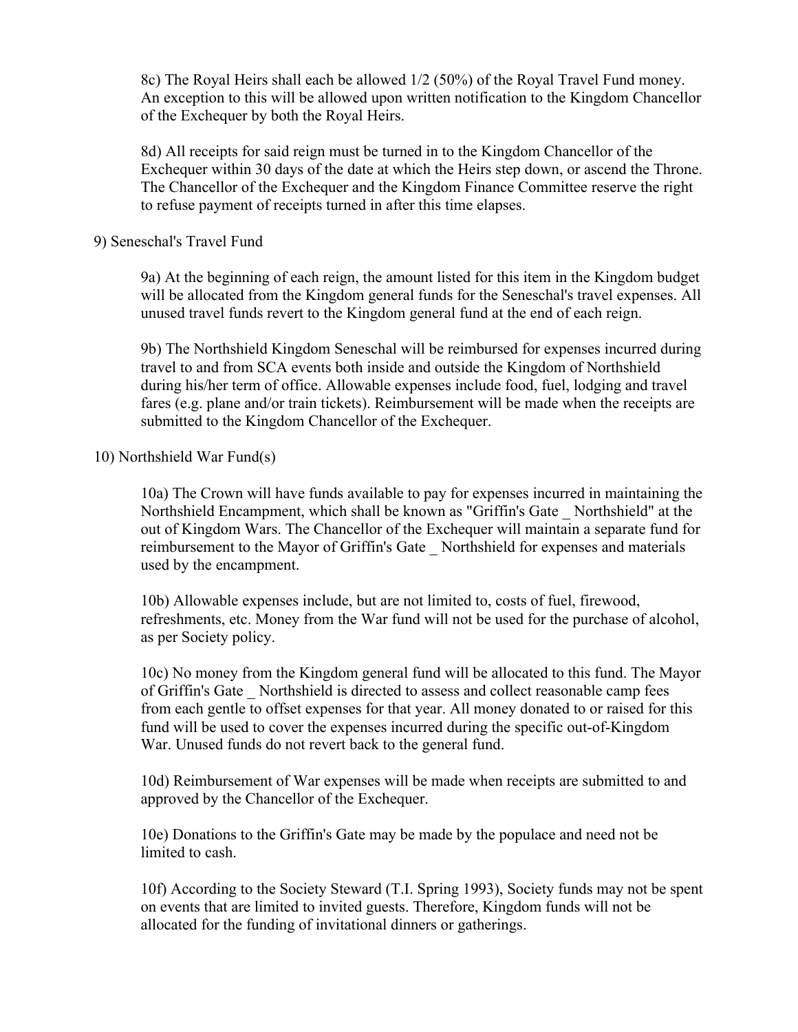8c) The Royal Heirs shall each be allowed 1/2 (50%) of the Royal Travel Fund money. An exception to this will be allowed upon written notification to the Kingdom Chancellor of the Exchequer by both the Royal Heirs.

8d) All receipts for said reign must be turned in to the Kingdom Chancellor of the Exchequer within 30 days of the date at which the Heirs step down, or ascend the Throne. The Chancellor of the Exchequer and the Kingdom Finance Committee reserve the right to refuse payment of receipts turned in after this time elapses.

9) Seneschal's Travel Fund

9a) At the beginning of each reign, the amount listed for this item in the Kingdom budget will be allocated from the Kingdom general funds for the Seneschal's travel expenses. All unused travel funds revert to the Kingdom general fund at the end of each reign.

9b) The Northshield Kingdom Seneschal will be reimbursed for expenses incurred during travel to and from SCA events both inside and outside the Kingdom of Northshield during his/her term of office. Allowable expenses include food, fuel, lodging and travel fares (e.g. plane and/or train tickets). Reimbursement will be made when the receipts are submitted to the Kingdom Chancellor of the Exchequer.

10) Northshield War Fund(s)

10a) The Crown will have funds available to pay for expenses incurred in maintaining the Northshield Encampment, which shall be known as "Griffin's Gate _ Northshield" at the out of Kingdom Wars. The Chancellor of the Exchequer will maintain a separate fund for reimbursement to the Mayor of Griffin's Gate _ Northshield for expenses and materials used by the encampment.

10b) Allowable expenses include, but are not limited to, costs of fuel, firewood, refreshments, etc. Money from the War fund will not be used for the purchase of alcohol, as per Society policy.

10c) No money from the Kingdom general fund will be allocated to this fund. The Mayor of Griffin's Gate _ Northshield is directed to assess and collect reasonable camp fees from each gentle to offset expenses for that year. All money donated to or raised for this fund will be used to cover the expenses incurred during the specific out-of-Kingdom War. Unused funds do not revert back to the general fund.

10d) Reimbursement of War expenses will be made when receipts are submitted to and approved by the Chancellor of the Exchequer.

10e) Donations to the Griffin's Gate may be made by the populace and need not be limited to cash.

10f) According to the Society Steward (T.I. Spring 1993), Society funds may not be spent on events that are limited to invited guests. Therefore, Kingdom funds will not be allocated for the funding of invitational dinners or gatherings.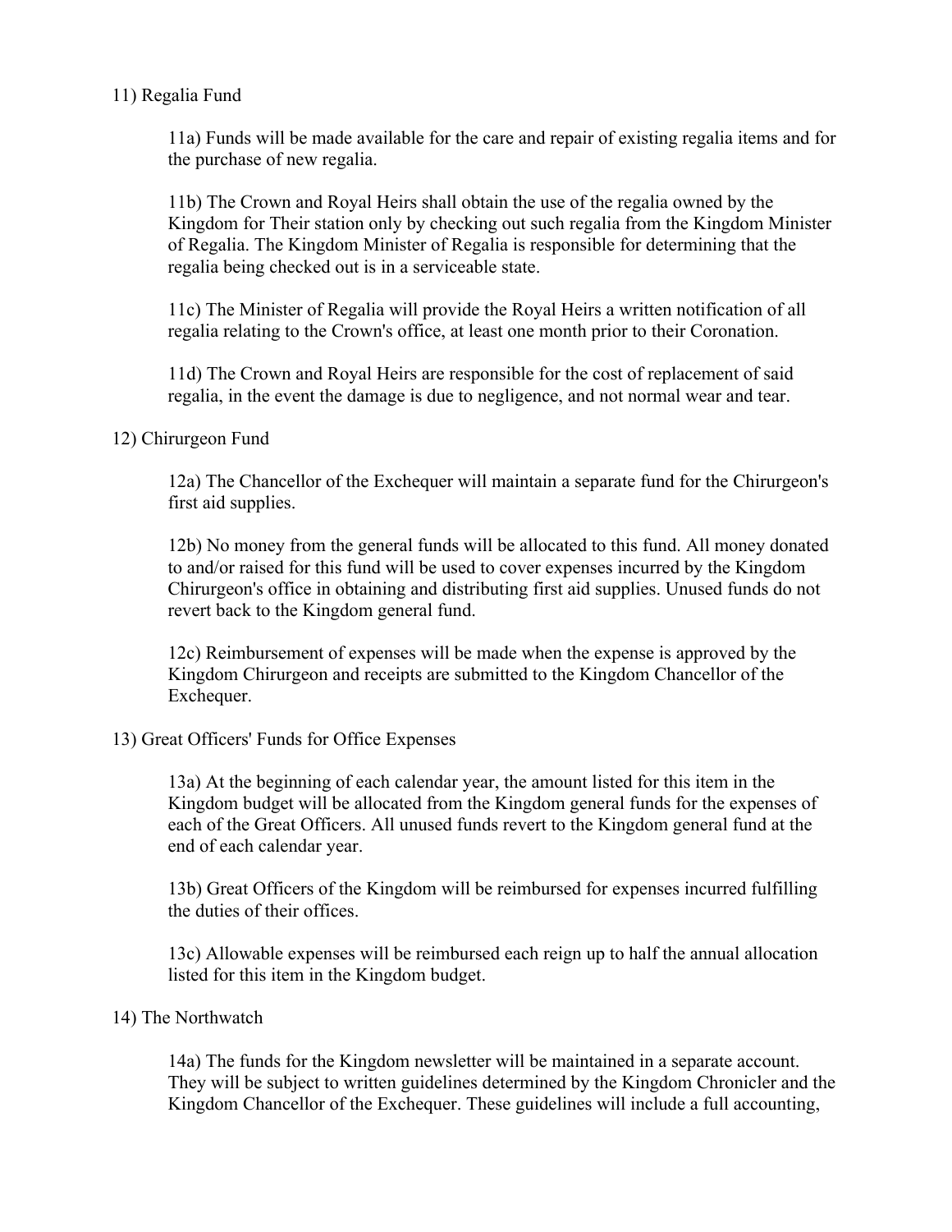11) Regalia Fund

11a) Funds will be made available for the care and repair of existing regalia items and for the purchase of new regalia.

11b) The Crown and Royal Heirs shall obtain the use of the regalia owned by the Kingdom for Their station only by checking out such regalia from the Kingdom Minister of Regalia. The Kingdom Minister of Regalia is responsible for determining that the regalia being checked out is in a serviceable state.

11c) The Minister of Regalia will provide the Royal Heirs a written notification of all regalia relating to the Crown's office, at least one month prior to their Coronation.

11d) The Crown and Royal Heirs are responsible for the cost of replacement of said regalia, in the event the damage is due to negligence, and not normal wear and tear.

12) Chirurgeon Fund

12a) The Chancellor of the Exchequer will maintain a separate fund for the Chirurgeon's first aid supplies.

12b) No money from the general funds will be allocated to this fund. All money donated to and/or raised for this fund will be used to cover expenses incurred by the Kingdom Chirurgeon's office in obtaining and distributing first aid supplies. Unused funds do not revert back to the Kingdom general fund.

12c) Reimbursement of expenses will be made when the expense is approved by the Kingdom Chirurgeon and receipts are submitted to the Kingdom Chancellor of the Exchequer.

13) Great Officers' Funds for Office Expenses

13a) At the beginning of each calendar year, the amount listed for this item in the Kingdom budget will be allocated from the Kingdom general funds for the expenses of each of the Great Officers. All unused funds revert to the Kingdom general fund at the end of each calendar year.

13b) Great Officers of the Kingdom will be reimbursed for expenses incurred fulfilling the duties of their offices.

13c) Allowable expenses will be reimbursed each reign up to half the annual allocation listed for this item in the Kingdom budget.

14) The Northwatch

14a) The funds for the Kingdom newsletter will be maintained in a separate account. They will be subject to written guidelines determined by the Kingdom Chronicler and the Kingdom Chancellor of the Exchequer. These guidelines will include a full accounting,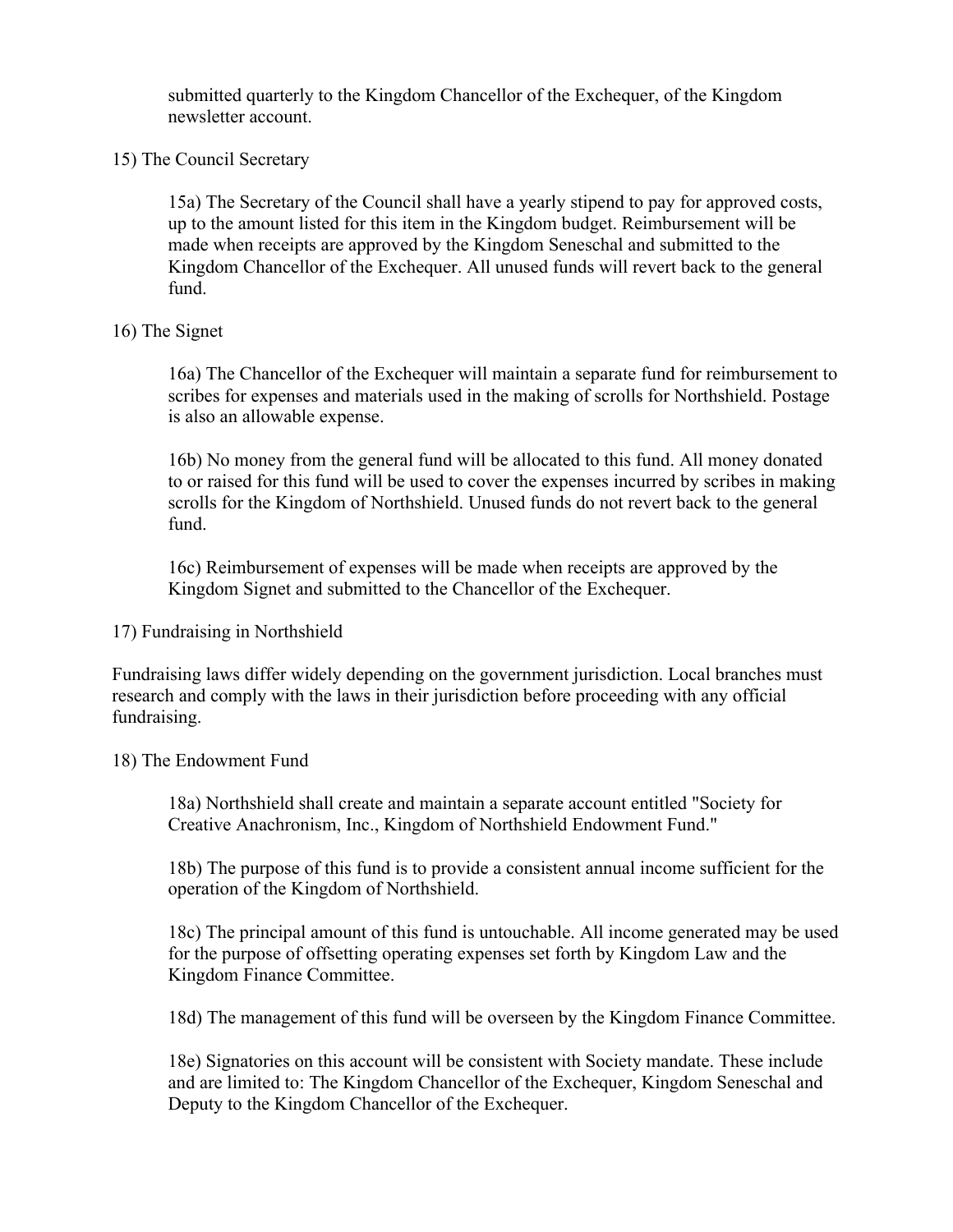submitted quarterly to the Kingdom Chancellor of the Exchequer, of the Kingdom newsletter account.

15) The Council Secretary

15a) The Secretary of the Council shall have a yearly stipend to pay for approved costs, up to the amount listed for this item in the Kingdom budget. Reimbursement will be made when receipts are approved by the Kingdom Seneschal and submitted to the Kingdom Chancellor of the Exchequer. All unused funds will revert back to the general fund.

16) The Signet

16a) The Chancellor of the Exchequer will maintain a separate fund for reimbursement to scribes for expenses and materials used in the making of scrolls for Northshield. Postage is also an allowable expense.

16b) No money from the general fund will be allocated to this fund. All money donated to or raised for this fund will be used to cover the expenses incurred by scribes in making scrolls for the Kingdom of Northshield. Unused funds do not revert back to the general fund.

16c) Reimbursement of expenses will be made when receipts are approved by the Kingdom Signet and submitted to the Chancellor of the Exchequer.

17) Fundraising in Northshield

Fundraising laws differ widely depending on the government jurisdiction. Local branches must research and comply with the laws in their jurisdiction before proceeding with any official fundraising.

18) The Endowment Fund

18a) Northshield shall create and maintain a separate account entitled "Society for Creative Anachronism, Inc., Kingdom of Northshield Endowment Fund."

18b) The purpose of this fund is to provide a consistent annual income sufficient for the operation of the Kingdom of Northshield.

18c) The principal amount of this fund is untouchable. All income generated may be used for the purpose of offsetting operating expenses set forth by Kingdom Law and the Kingdom Finance Committee.

18d) The management of this fund will be overseen by the Kingdom Finance Committee.

18e) Signatories on this account will be consistent with Society mandate. These include and are limited to: The Kingdom Chancellor of the Exchequer, Kingdom Seneschal and Deputy to the Kingdom Chancellor of the Exchequer.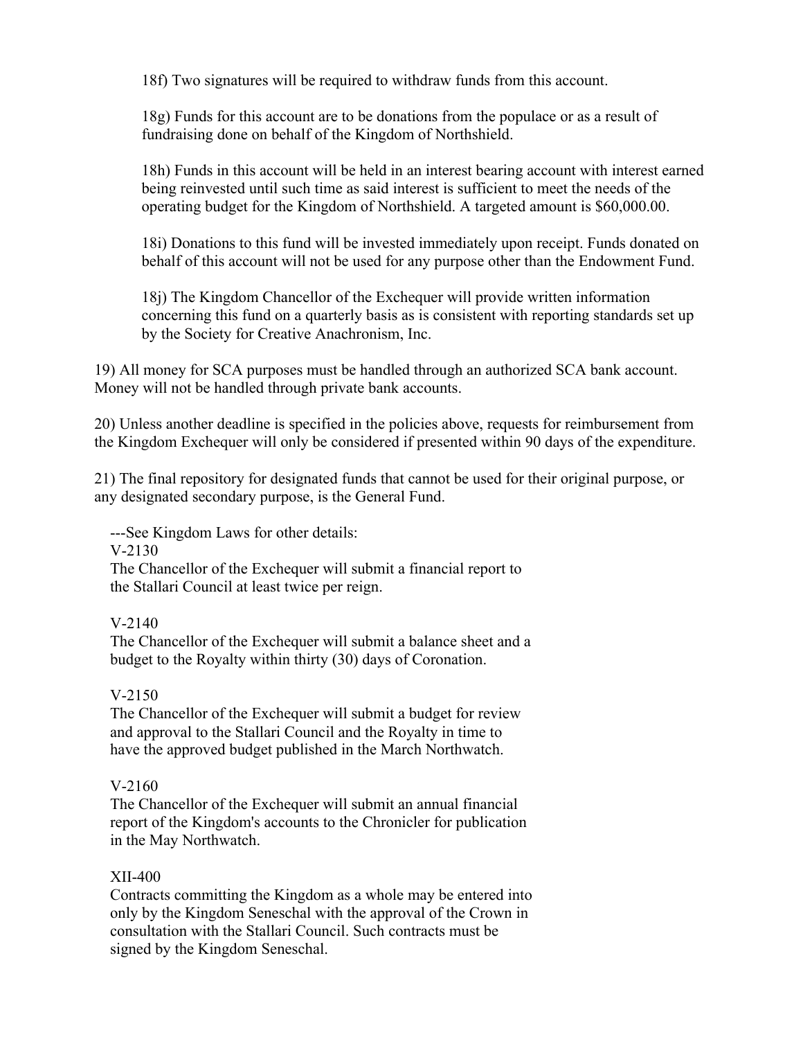18f) Two signatures will be required to withdraw funds from this account.

18g) Funds for this account are to be donations from the populace or as a result of fundraising done on behalf of the Kingdom of Northshield.

18h) Funds in this account will be held in an interest bearing account with interest earned being reinvested until such time as said interest is sufficient to meet the needs of the operating budget for the Kingdom of Northshield. A targeted amount is $60,000.00.

18i) Donations to this fund will be invested immediately upon receipt. Funds donated on behalf of this account will not be used for any purpose other than the Endowment Fund.

18j) The Kingdom Chancellor of the Exchequer will provide written information concerning this fund on a quarterly basis as is consistent with reporting standards set up by the Society for Creative Anachronism, Inc.

19) All money for SCA purposes must be handled through an authorized SCA bank account. Money will not be handled through private bank accounts.

20) Unless another deadline is specified in the policies above, requests for reimbursement from the Kingdom Exchequer will only be considered if presented within 90 days of the expenditure.

21) The final repository for designated funds that cannot be used for their original purpose, or any designated secondary purpose, is the General Fund.

---See Kingdom Laws for other details:

V-2130
The Chancellor of the Exchequer will submit a financial report to the Stallari Council at least twice per reign.

V-2140
The Chancellor of the Exchequer will submit a balance sheet and a budget to the Royalty within thirty (30) days of Coronation.

V-2150
The Chancellor of the Exchequer will submit a budget for review and approval to the Stallari Council and the Royalty in time to have the approved budget published in the March Northwatch.

V-2160
The Chancellor of the Exchequer will submit an annual financial report of the Kingdom's accounts to the Chronicler for publication in the May Northwatch.

XII-400
Contracts committing the Kingdom as a whole may be entered into only by the Kingdom Seneschal with the approval of the Crown in consultation with the Stallari Council. Such contracts must be signed by the Kingdom Seneschal.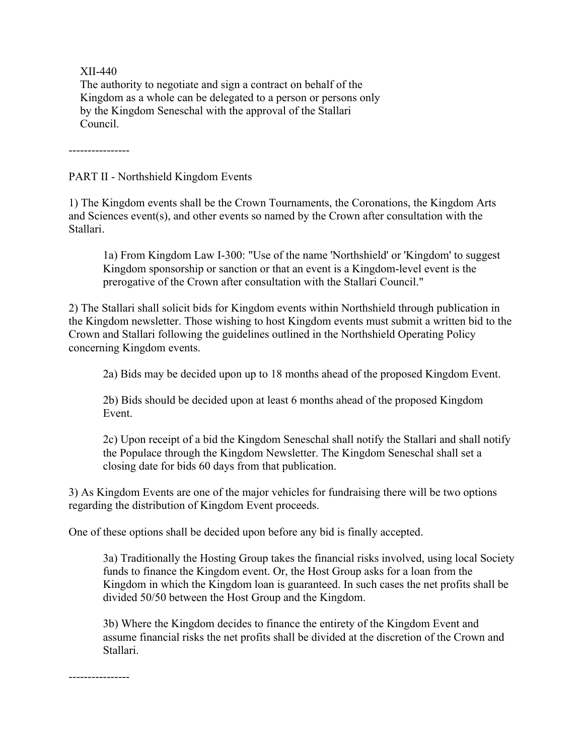XII-440
The authority to negotiate and sign a contract on behalf of the Kingdom as a whole can be delegated to a person or persons only by the Kingdom Seneschal with the approval of the Stallari Council.

----------------

PART II - Northshield Kingdom Events

1) The Kingdom events shall be the Crown Tournaments, the Coronations, the Kingdom Arts and Sciences event(s), and other events so named by the Crown after consultation with the Stallari.

> 1a) From Kingdom Law I-300: "Use of the name 'Northshield' or 'Kingdom' to suggest Kingdom sponsorship or sanction or that an event is a Kingdom-level event is the prerogative of the Crown after consultation with the Stallari Council."

2) The Stallari shall solicit bids for Kingdom events within Northshield through publication in the Kingdom newsletter. Those wishing to host Kingdom events must submit a written bid to the Crown and Stallari following the guidelines outlined in the Northshield Operating Policy concerning Kingdom events.

> 2a) Bids may be decided upon up to 18 months ahead of the proposed Kingdom Event.
>
> 2b) Bids should be decided upon at least 6 months ahead of the proposed Kingdom Event.
>
> 2c) Upon receipt of a bid the Kingdom Seneschal shall notify the Stallari and shall notify the Populace through the Kingdom Newsletter. The Kingdom Seneschal shall set a closing date for bids 60 days from that publication.

3) As Kingdom Events are one of the major vehicles for fundraising there will be two options regarding the distribution of Kingdom Event proceeds.

One of these options shall be decided upon before any bid is finally accepted.

> 3a) Traditionally the Hosting Group takes the financial risks involved, using local Society funds to finance the Kingdom event. Or, the Host Group asks for a loan from the Kingdom in which the Kingdom loan is guaranteed. In such cases the net profits shall be divided 50/50 between the Host Group and the Kingdom.
>
> 3b) Where the Kingdom decides to finance the entirety of the Kingdom Event and assume financial risks the net profits shall be divided at the discretion of the Crown and Stallari.

----------------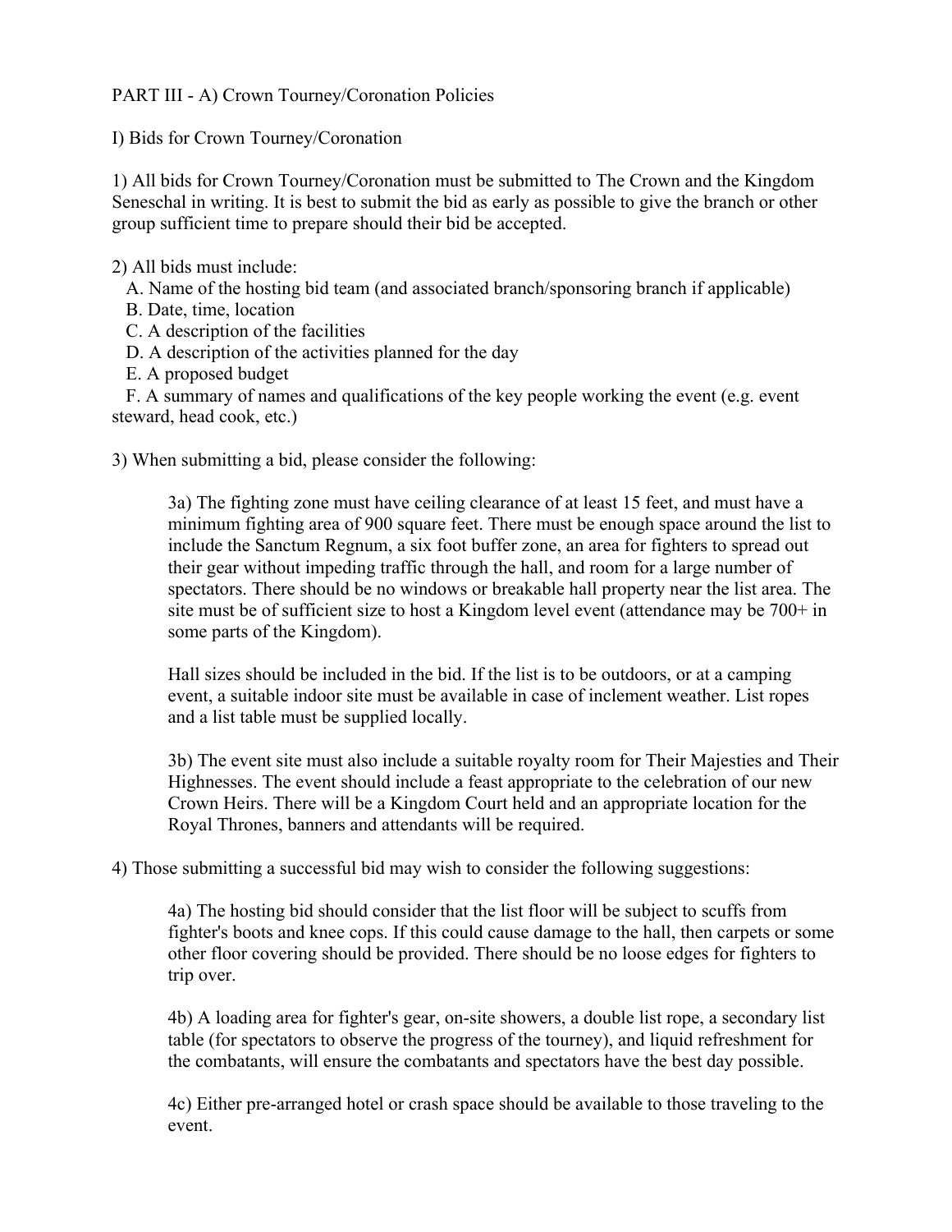# PART III - A) Crown Tourney/Coronation Policies

## I) Bids for Crown Tourney/Coronation

1) All bids for Crown Tourney/Coronation must be submitted to The Crown and the Kingdom Seneschal in writing. It is best to submit the bid as early as possible to give the branch or other group sufficient time to prepare should their bid be accepted.

2) All bids must include:

A. Name of the hosting bid team (and associated branch/sponsoring branch if applicable)
B. Date, time, location
C. A description of the facilities
D. A description of the activities planned for the day
E. A proposed budget
F. A summary of names and qualifications of the key people working the event (e.g. event steward, head cook, etc.)

3) When submitting a bid, please consider the following:

> 3a) The fighting zone must have ceiling clearance of at least 15 feet, and must have a minimum fighting area of 900 square feet. There must be enough space around the list to include the Sanctum Regnum, a six foot buffer zone, an area for fighters to spread out their gear without impeding traffic through the hall, and room for a large number of spectators. There should be no windows or breakable hall property near the list area. The site must be of sufficient size to host a Kingdom level event (attendance may be 700+ in some parts of the Kingdom).
>
> Hall sizes should be included in the bid. If the list is to be outdoors, or at a camping event, a suitable indoor site must be available in case of inclement weather. List ropes and a list table must be supplied locally.
>
> 3b) The event site must also include a suitable royalty room for Their Majesties and Their Highnesses. The event should include a feast appropriate to the celebration of our new Crown Heirs. There will be a Kingdom Court held and an appropriate location for the Royal Thrones, banners and attendants will be required.

4) Those submitting a successful bid may wish to consider the following suggestions:

> 4a) The hosting bid should consider that the list floor will be subject to scuffs from fighter's boots and knee cops. If this could cause damage to the hall, then carpets or some other floor covering should be provided. There should be no loose edges for fighters to trip over.
>
> 4b) A loading area for fighter's gear, on-site showers, a double list rope, a secondary list table (for spectators to observe the progress of the tourney), and liquid refreshment for the combatants, will ensure the combatants and spectators have the best day possible.
>
> 4c) Either pre-arranged hotel or crash space should be available to those traveling to the event.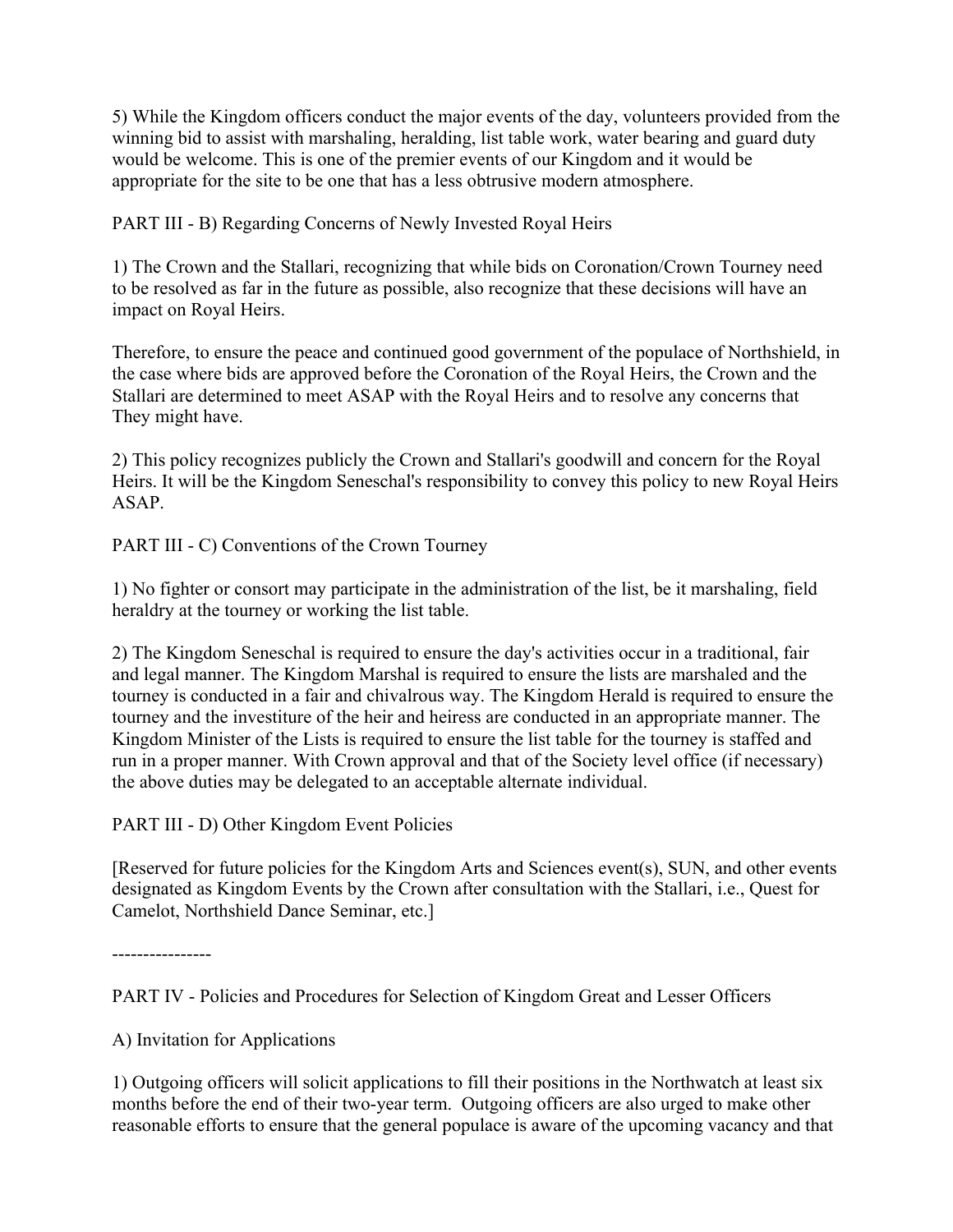5) While the Kingdom officers conduct the major events of the day, volunteers provided from the winning bid to assist with marshaling, heralding, list table work, water bearing and guard duty would be welcome. This is one of the premier events of our Kingdom and it would be appropriate for the site to be one that has a less obtrusive modern atmosphere.

PART III - B) Regarding Concerns of Newly Invested Royal Heirs

1) The Crown and the Stallari, recognizing that while bids on Coronation/Crown Tourney need to be resolved as far in the future as possible, also recognize that these decisions will have an impact on Royal Heirs.

Therefore, to ensure the peace and continued good government of the populace of Northshield, in the case where bids are approved before the Coronation of the Royal Heirs, the Crown and the Stallari are determined to meet ASAP with the Royal Heirs and to resolve any concerns that They might have.

2) This policy recognizes publicly the Crown and Stallari's goodwill and concern for the Royal Heirs. It will be the Kingdom Seneschal's responsibility to convey this policy to new Royal Heirs ASAP.

PART III - C) Conventions of the Crown Tourney

1) No fighter or consort may participate in the administration of the list, be it marshaling, field heraldry at the tourney or working the list table.

2) The Kingdom Seneschal is required to ensure the day's activities occur in a traditional, fair and legal manner. The Kingdom Marshal is required to ensure the lists are marshaled and the tourney is conducted in a fair and chivalrous way. The Kingdom Herald is required to ensure the tourney and the investiture of the heir and heiress are conducted in an appropriate manner. The Kingdom Minister of the Lists is required to ensure the list table for the tourney is staffed and run in a proper manner. With Crown approval and that of the Society level office (if necessary) the above duties may be delegated to an acceptable alternate individual.

PART III - D) Other Kingdom Event Policies

[Reserved for future policies for the Kingdom Arts and Sciences event(s), SUN, and other events designated as Kingdom Events by the Crown after consultation with the Stallari, i.e., Quest for Camelot, Northshield Dance Seminar, etc.]

----------------

PART IV - Policies and Procedures for Selection of Kingdom Great and Lesser Officers

A) Invitation for Applications

1) Outgoing officers will solicit applications to fill their positions in the Northwatch at least six months before the end of their two-year term. Outgoing officers are also urged to make other reasonable efforts to ensure that the general populace is aware of the upcoming vacancy and that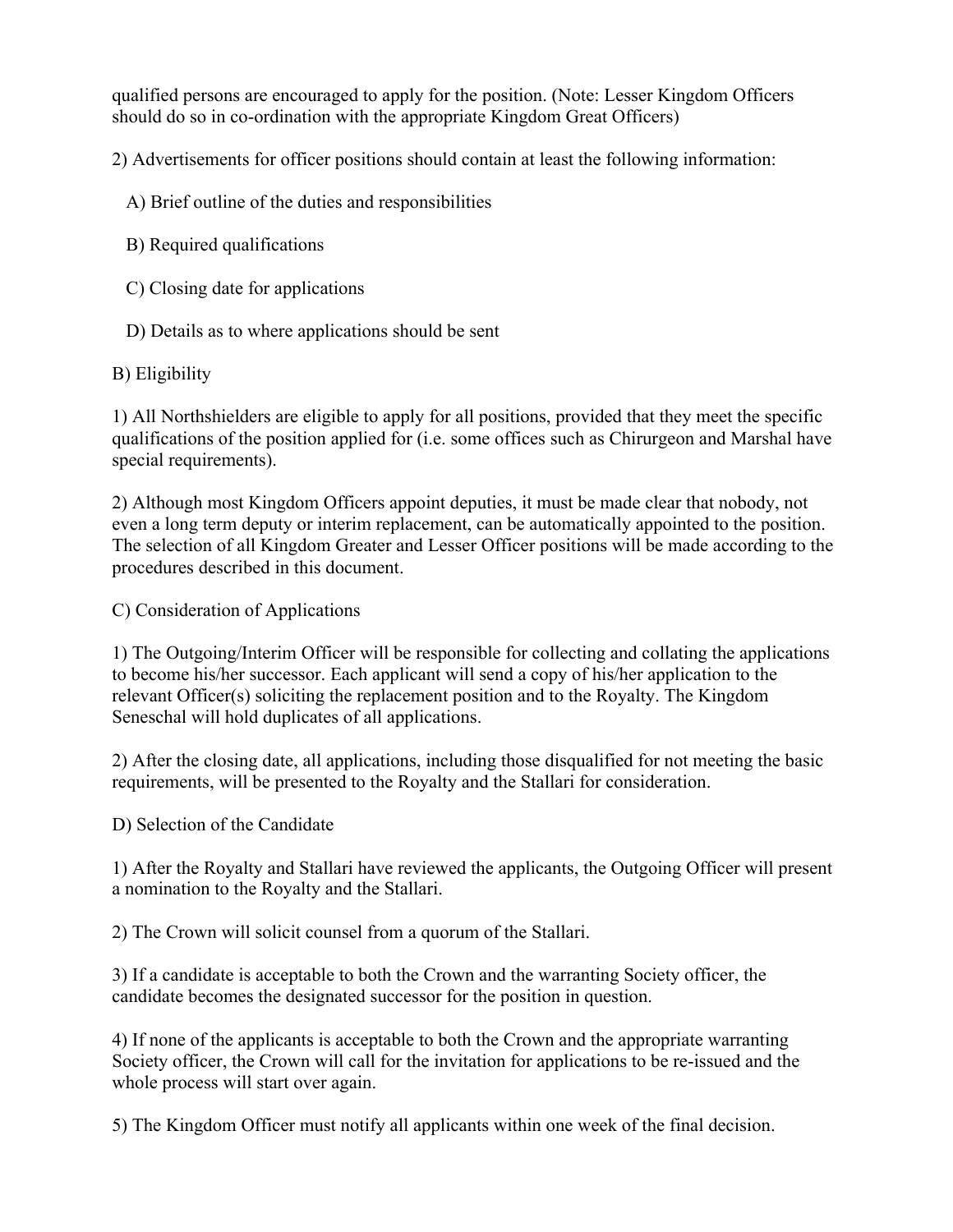qualified persons are encouraged to apply for the position. (Note: Lesser Kingdom Officers should do so in co-ordination with the appropriate Kingdom Great Officers)

2) Advertisements for officer positions should contain at least the following information:

A) Brief outline of the duties and responsibilities

B) Required qualifications

C) Closing date for applications

D) Details as to where applications should be sent

B) Eligibility

1) All Northshielders are eligible to apply for all positions, provided that they meet the specific qualifications of the position applied for (i.e. some offices such as Chirurgeon and Marshal have special requirements).

2) Although most Kingdom Officers appoint deputies, it must be made clear that nobody, not even a long term deputy or interim replacement, can be automatically appointed to the position. The selection of all Kingdom Greater and Lesser Officer positions will be made according to the procedures described in this document.

C) Consideration of Applications

1) The Outgoing/Interim Officer will be responsible for collecting and collating the applications to become his/her successor. Each applicant will send a copy of his/her application to the relevant Officer(s) soliciting the replacement position and to the Royalty. The Kingdom Seneschal will hold duplicates of all applications.

2) After the closing date, all applications, including those disqualified for not meeting the basic requirements, will be presented to the Royalty and the Stallari for consideration.

D) Selection of the Candidate

1) After the Royalty and Stallari have reviewed the applicants, the Outgoing Officer will present a nomination to the Royalty and the Stallari.

2) The Crown will solicit counsel from a quorum of the Stallari.

3) If a candidate is acceptable to both the Crown and the warranting Society officer, the candidate becomes the designated successor for the position in question.

4) If none of the applicants is acceptable to both the Crown and the appropriate warranting Society officer, the Crown will call for the invitation for applications to be re-issued and the whole process will start over again.

5) The Kingdom Officer must notify all applicants within one week of the final decision.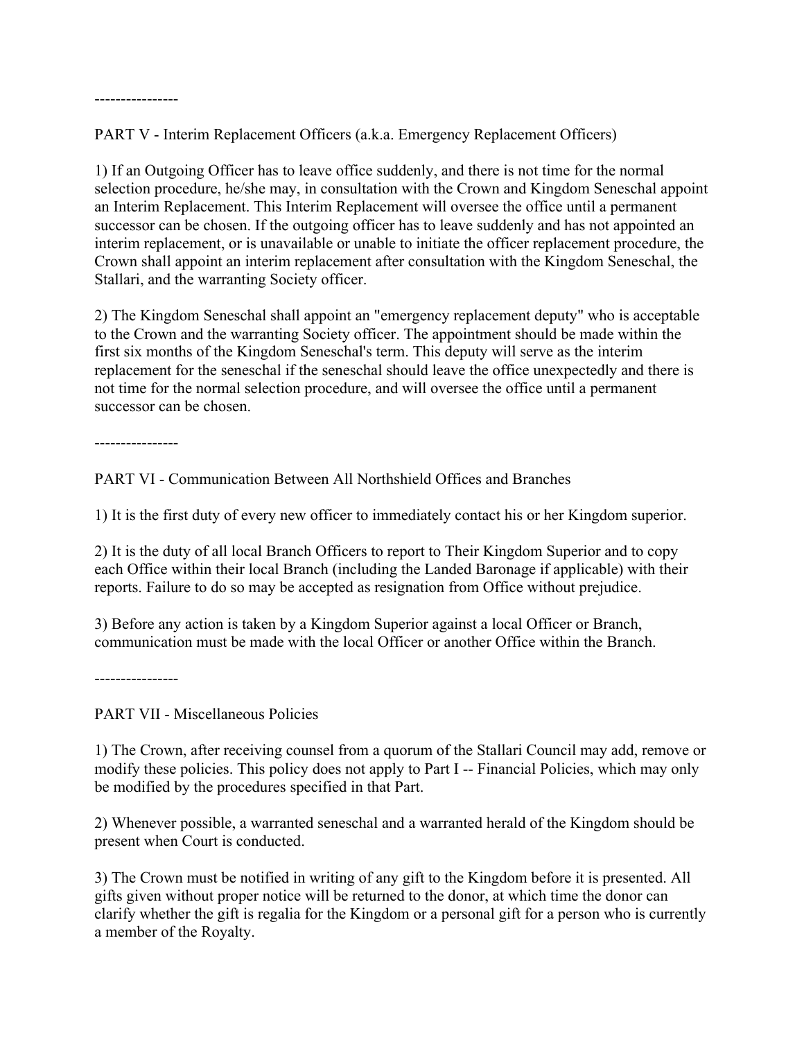----------------

PART V - Interim Replacement Officers (a.k.a. Emergency Replacement Officers)

1) If an Outgoing Officer has to leave office suddenly, and there is not time for the normal selection procedure, he/she may, in consultation with the Crown and Kingdom Seneschal appoint an Interim Replacement. This Interim Replacement will oversee the office until a permanent successor can be chosen. If the outgoing officer has to leave suddenly and has not appointed an interim replacement, or is unavailable or unable to initiate the officer replacement procedure, the Crown shall appoint an interim replacement after consultation with the Kingdom Seneschal, the Stallari, and the warranting Society officer.

2) The Kingdom Seneschal shall appoint an "emergency replacement deputy" who is acceptable to the Crown and the warranting Society officer. The appointment should be made within the first six months of the Kingdom Seneschal's term. This deputy will serve as the interim replacement for the seneschal if the seneschal should leave the office unexpectedly and there is not time for the normal selection procedure, and will oversee the office until a permanent successor can be chosen.

----------------

PART VI - Communication Between All Northshield Offices and Branches

1) It is the first duty of every new officer to immediately contact his or her Kingdom superior.

2) It is the duty of all local Branch Officers to report to Their Kingdom Superior and to copy each Office within their local Branch (including the Landed Baronage if applicable) with their reports. Failure to do so may be accepted as resignation from Office without prejudice.

3) Before any action is taken by a Kingdom Superior against a local Officer or Branch, communication must be made with the local Officer or another Office within the Branch.

----------------

PART VII - Miscellaneous Policies

1) The Crown, after receiving counsel from a quorum of the Stallari Council may add, remove or modify these policies. This policy does not apply to Part I -- Financial Policies, which may only be modified by the procedures specified in that Part.

2) Whenever possible, a warranted seneschal and a warranted herald of the Kingdom should be present when Court is conducted.

3) The Crown must be notified in writing of any gift to the Kingdom before it is presented. All gifts given without proper notice will be returned to the donor, at which time the donor can clarify whether the gift is regalia for the Kingdom or a personal gift for a person who is currently a member of the Royalty.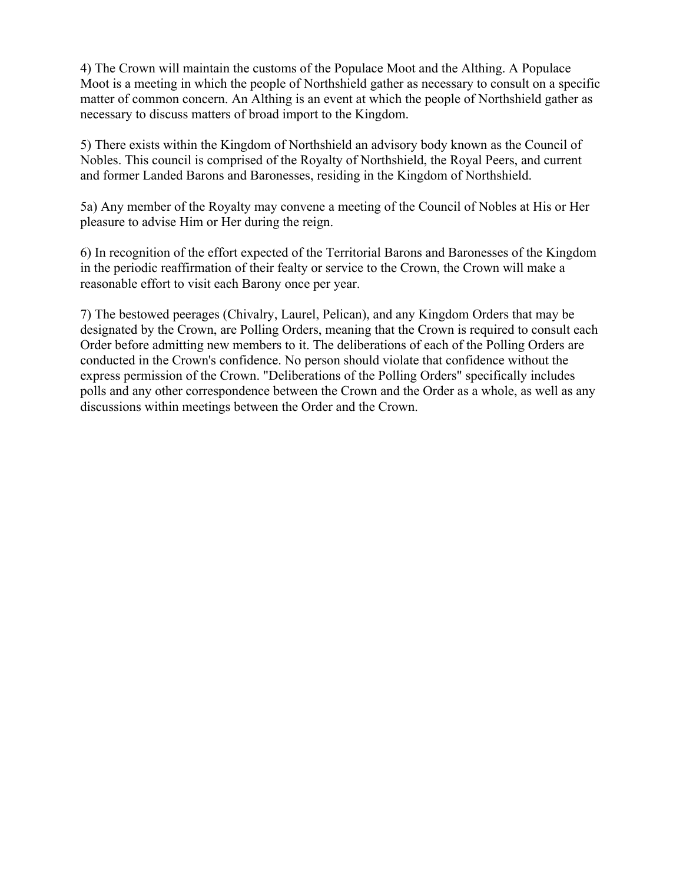4) The Crown will maintain the customs of the Populace Moot and the Althing. A Populace Moot is a meeting in which the people of Northshield gather as necessary to consult on a specific matter of common concern. An Althing is an event at which the people of Northshield gather as necessary to discuss matters of broad import to the Kingdom.

5) There exists within the Kingdom of Northshield an advisory body known as the Council of Nobles. This council is comprised of the Royalty of Northshield, the Royal Peers, and current and former Landed Barons and Baronesses, residing in the Kingdom of Northshield.

5a) Any member of the Royalty may convene a meeting of the Council of Nobles at His or Her pleasure to advise Him or Her during the reign.

6) In recognition of the effort expected of the Territorial Barons and Baronesses of the Kingdom in the periodic reaffirmation of their fealty or service to the Crown, the Crown will make a reasonable effort to visit each Barony once per year.

7) The bestowed peerages (Chivalry, Laurel, Pelican), and any Kingdom Orders that may be designated by the Crown, are Polling Orders, meaning that the Crown is required to consult each Order before admitting new members to it. The deliberations of each of the Polling Orders are conducted in the Crown's confidence. No person should violate that confidence without the express permission of the Crown. "Deliberations of the Polling Orders" specifically includes polls and any other correspondence between the Crown and the Order as a whole, as well as any discussions within meetings between the Order and the Crown.